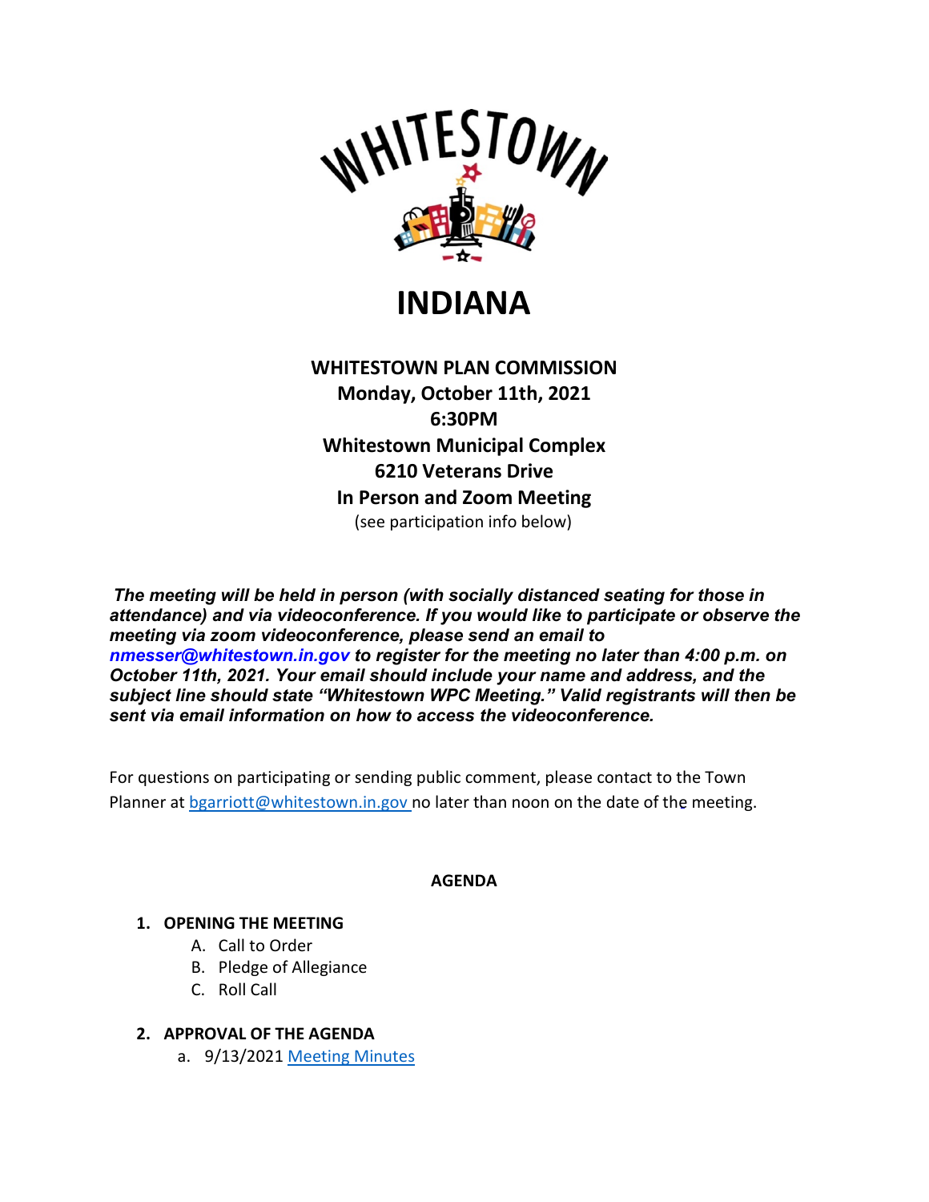# WHITESTOWN

# INDIANA

**WHITESTOWN PLAN COMMISSION**
**Monday, October 11th, 2021**
**6:30PM**
**Whitestown Municipal Complex**
**6210 Veterans Drive**
**In Person and Zoom Meeting**
(see participation info below)

***The meeting will be held in person (with socially distanced seating for those in attendance) and via videoconference. If you would like to participate or observe the meeting via zoom videoconference, please send an email to nmesser@whitestown.in.gov to register for the meeting no later than 4:00 p.m. on October 11th, 2021. Your email should include your name and address, and the subject line should state "Whitestown WPC Meeting." Valid registrants will then be sent via email information on how to access the videoconference.***

For questions on participating or sending public comment, please contact to the Town Planner at bgarriott@whitestown.in.gov no later than noon on the date of the meeting.

**AGENDA**

1. **OPENING THE MEETING**
   - A. Call to Order
   - B. Pledge of Allegiance
   - C. Roll Call

2. **APPROVAL OF THE AGENDA**
   - a. 9/13/2021 Meeting Minutes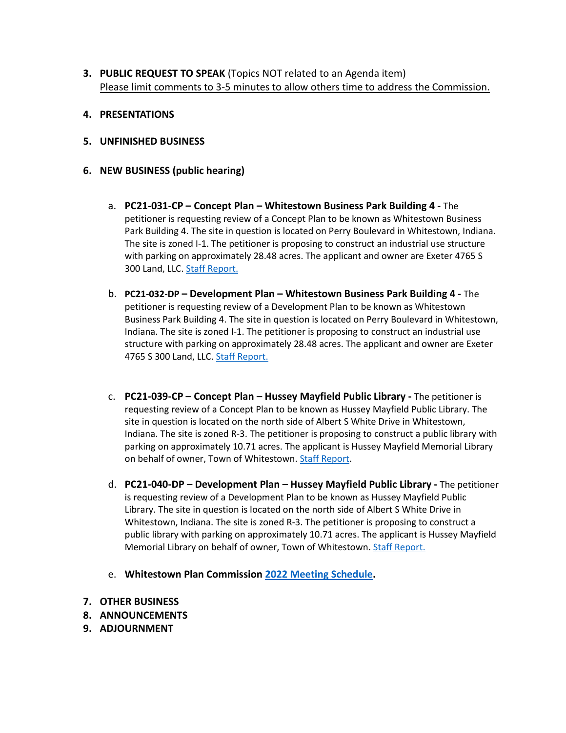3. **PUBLIC REQUEST TO SPEAK** (Topics NOT related to an Agenda item)
   <u>Please limit comments to 3-5 minutes to allow others time to address the Commission.</u>

4. **PRESENTATIONS**

5. **UNFINISHED BUSINESS**

6. **NEW BUSINESS (public hearing)**

   a. **PC21-031-CP – Concept Plan – Whitestown Business Park Building 4 -** The petitioner is requesting review of a Concept Plan to be known as Whitestown Business Park Building 4. The site in question is located on Perry Boulevard in Whitestown, Indiana. The site is zoned I-1. The petitioner is proposing to construct an industrial use structure with parking on approximately 28.48 acres. The applicant and owner are Exeter 4765 S 300 Land, LLC. Staff Report.

   b. **PC21-032-DP – Development Plan – Whitestown Business Park Building 4 -** The petitioner is requesting review of a Development Plan to be known as Whitestown Business Park Building 4. The site in question is located on Perry Boulevard in Whitestown, Indiana. The site is zoned I-1. The petitioner is proposing to construct an industrial use structure with parking on approximately 28.48 acres. The applicant and owner are Exeter 4765 S 300 Land, LLC. Staff Report.

   c. **PC21-039-CP – Concept Plan – Hussey Mayfield Public Library -** The petitioner is requesting review of a Concept Plan to be known as Hussey Mayfield Public Library. The site in question is located on the north side of Albert S White Drive in Whitestown, Indiana. The site is zoned R-3. The petitioner is proposing to construct a public library with parking on approximately 10.71 acres. The applicant is Hussey Mayfield Memorial Library on behalf of owner, Town of Whitestown. Staff Report.

   d. **PC21-040-DP – Development Plan – Hussey Mayfield Public Library -** The petitioner is requesting review of a Development Plan to be known as Hussey Mayfield Public Library. The site in question is located on the north side of Albert S White Drive in Whitestown, Indiana. The site is zoned R-3. The petitioner is proposing to construct a public library with parking on approximately 10.71 acres. The applicant is Hussey Mayfield Memorial Library on behalf of owner, Town of Whitestown. Staff Report.

   e. **Whitestown Plan Commission 2022 Meeting Schedule.**

7. **OTHER BUSINESS**
8. **ANNOUNCEMENTS**
9. **ADJOURNMENT**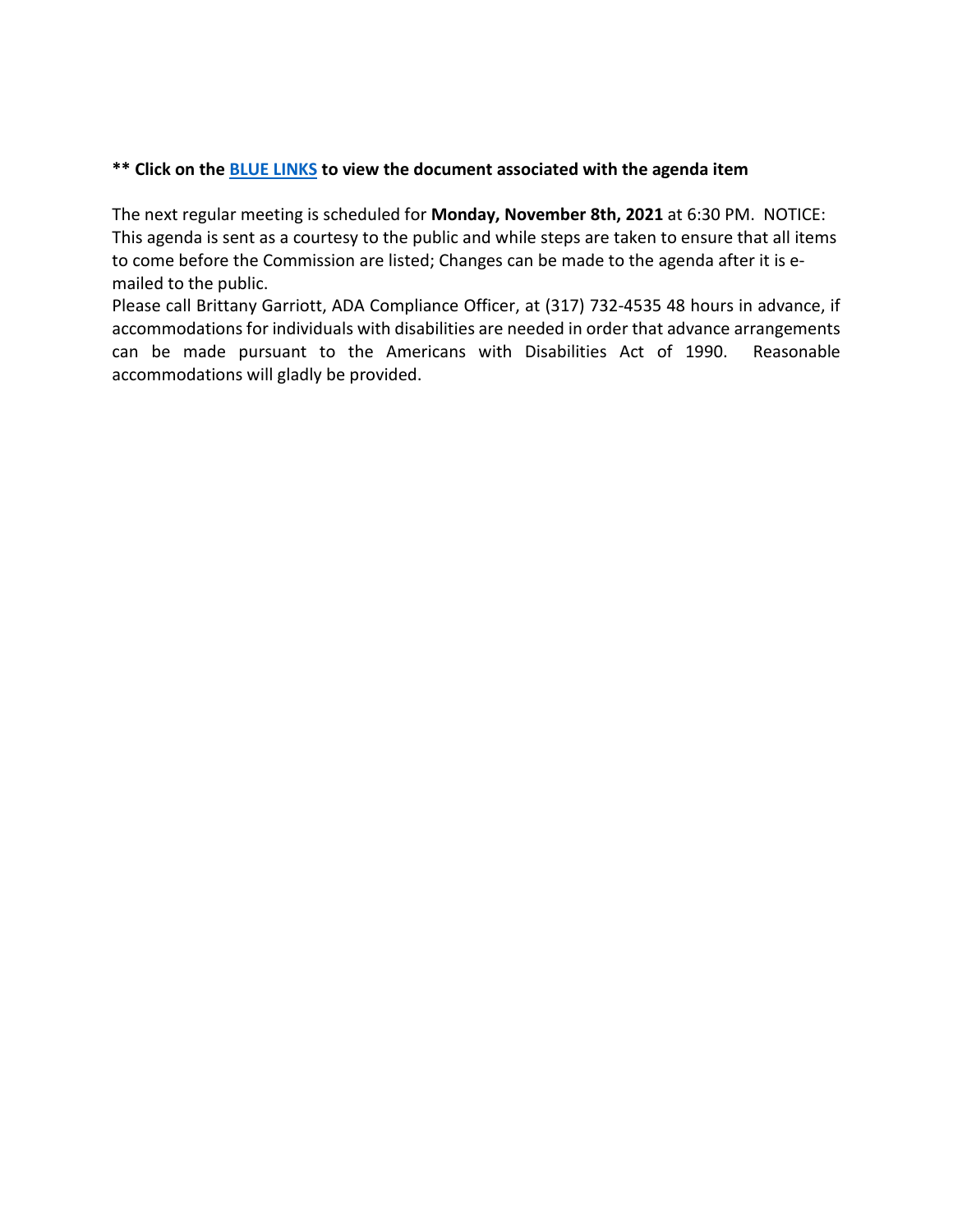**\*\* Click on the BLUE LINKS to view the document associated with the agenda item**

The next regular meeting is scheduled for **Monday, November 8th, 2021** at 6:30 PM. NOTICE: This agenda is sent as a courtesy to the public and while steps are taken to ensure that all items to come before the Commission are listed; Changes can be made to the agenda after it is e-mailed to the public.

Please call Brittany Garriott, ADA Compliance Officer, at (317) 732-4535 48 hours in advance, if accommodations for individuals with disabilities are needed in order that advance arrangements can be made pursuant to the Americans with Disabilities Act of 1990. Reasonable accommodations will gladly be provided.